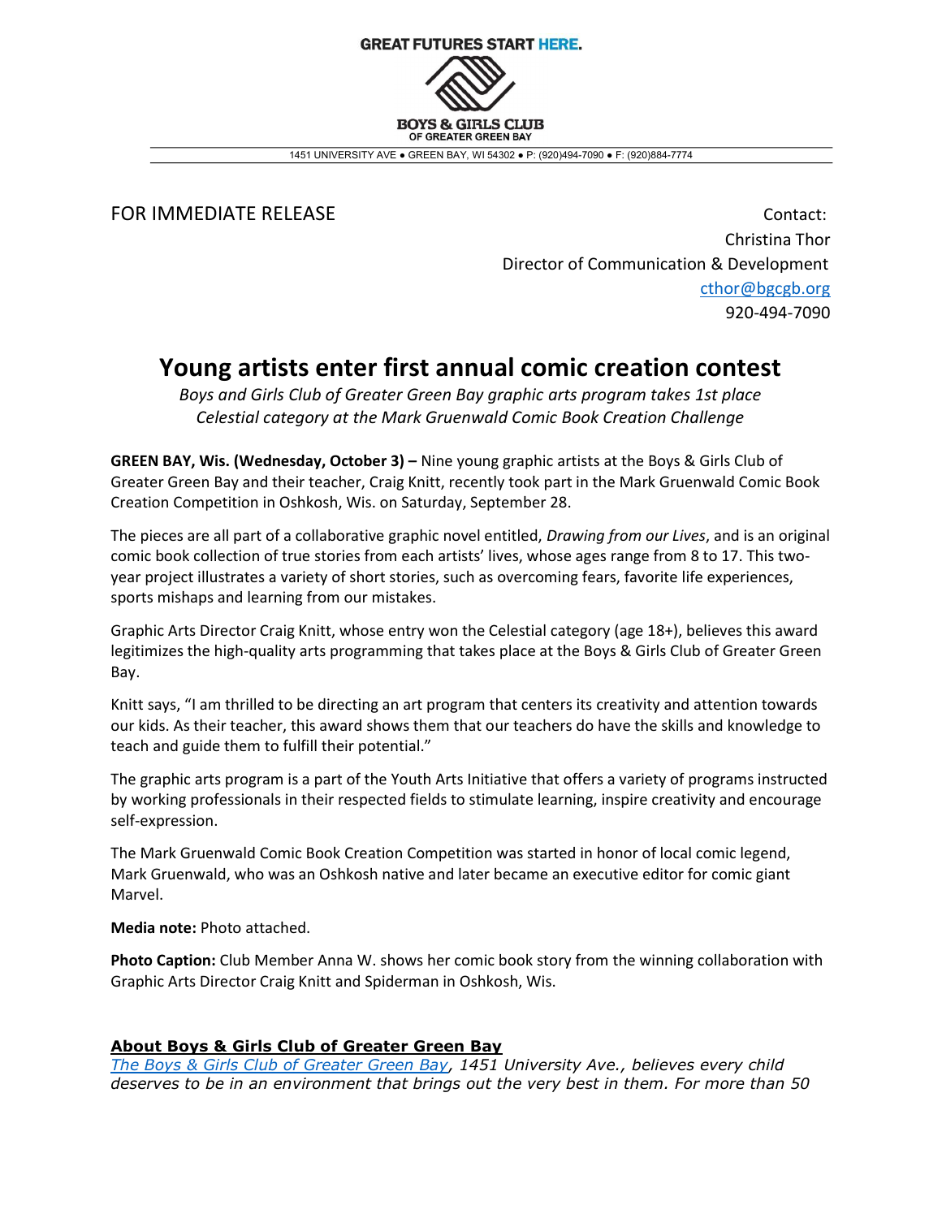GREAT FUTURES START HERE.

BOYS & GIRLS CLUB
OF GREATER GREEN BAY

1451 UNIVERSITY AVE ● GREEN BAY, WI 54302 ● P: (920)494-7090 ● F: (920)884-7774

FOR IMMEDIATE RELEASE

Contact:
Christina Thor
Director of Communication & Development
cthor@bgcgb.org
920-494-7090

# Young artists enter first annual comic creation contest

*Boys and Girls Club of Greater Green Bay graphic arts program takes 1st place Celestial category at the Mark Gruenwald Comic Book Creation Challenge*

**GREEN BAY, Wis. (Wednesday, October 3) –** Nine young graphic artists at the Boys & Girls Club of Greater Green Bay and their teacher, Craig Knitt, recently took part in the Mark Gruenwald Comic Book Creation Competition in Oshkosh, Wis. on Saturday, September 28.

The pieces are all part of a collaborative graphic novel entitled, *Drawing from our Lives*, and is an original comic book collection of true stories from each artists' lives, whose ages range from 8 to 17. This two-year project illustrates a variety of short stories, such as overcoming fears, favorite life experiences, sports mishaps and learning from our mistakes.

Graphic Arts Director Craig Knitt, whose entry won the Celestial category (age 18+), believes this award legitimizes the high-quality arts programming that takes place at the Boys & Girls Club of Greater Green Bay.

Knitt says, "I am thrilled to be directing an art program that centers its creativity and attention towards our kids. As their teacher, this award shows them that our teachers do have the skills and knowledge to teach and guide them to fulfill their potential."

The graphic arts program is a part of the Youth Arts Initiative that offers a variety of programs instructed by working professionals in their respected fields to stimulate learning, inspire creativity and encourage self-expression.

The Mark Gruenwald Comic Book Creation Competition was started in honor of local comic legend, Mark Gruenwald, who was an Oshkosh native and later became an executive editor for comic giant Marvel.

**Media note:** Photo attached.

**Photo Caption:** Club Member Anna W. shows her comic book story from the winning collaboration with Graphic Arts Director Craig Knitt and Spiderman in Oshkosh, Wis.

## About Boys & Girls Club of Greater Green Bay

*The Boys & Girls Club of Greater Green Bay, 1451 University Ave., believes every child deserves to be in an environment that brings out the very best in them. For more than 50*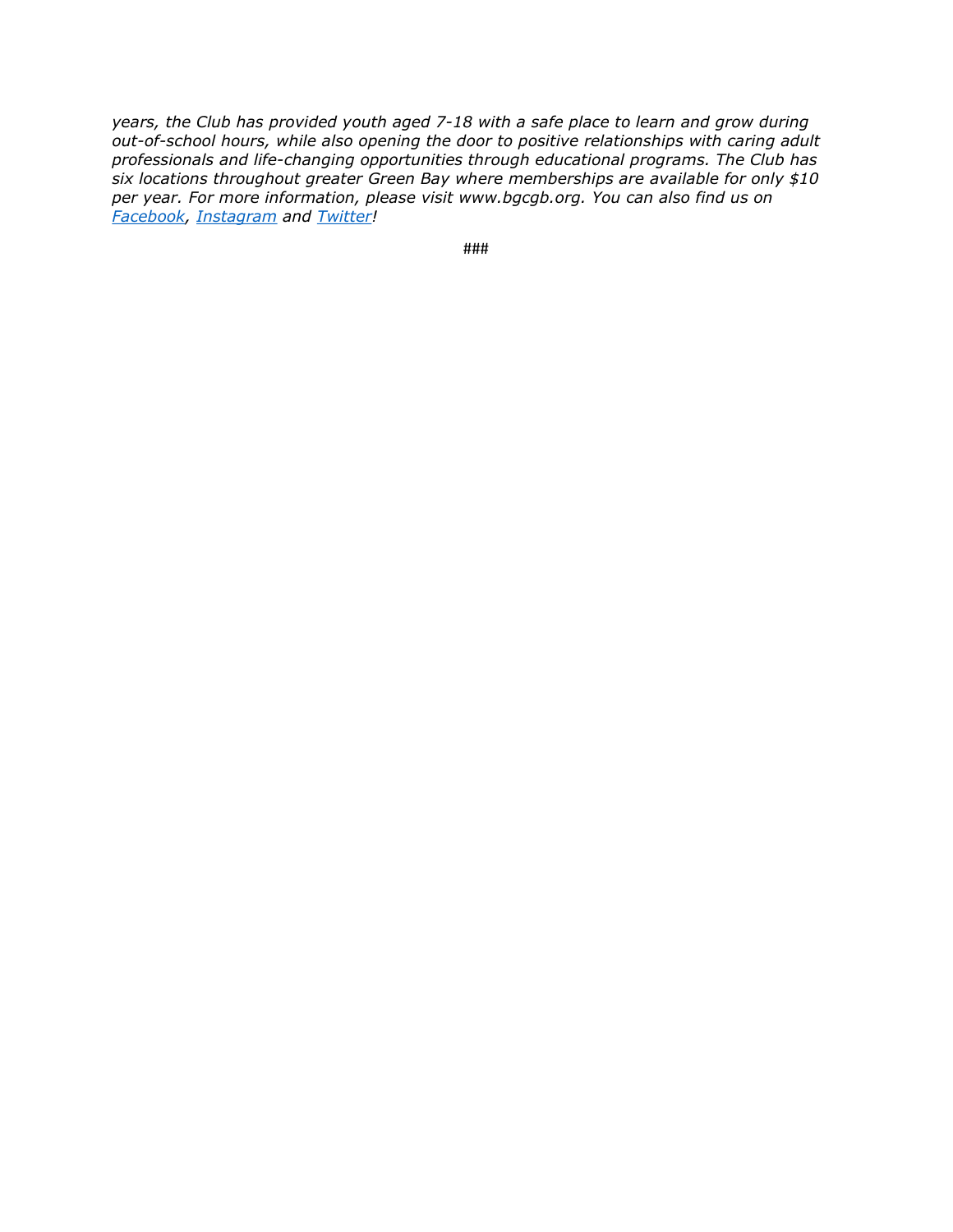*years, the Club has provided youth aged 7-18 with a safe place to learn and grow during out-of-school hours, while also opening the door to positive relationships with caring adult professionals and life-changing opportunities through educational programs. The Club has six locations throughout greater Green Bay where memberships are available for only $10 per year. For more information, please visit www.bgcgb.org. You can also find us on [Facebook](), [Instagram]() and [Twitter]()!*

###